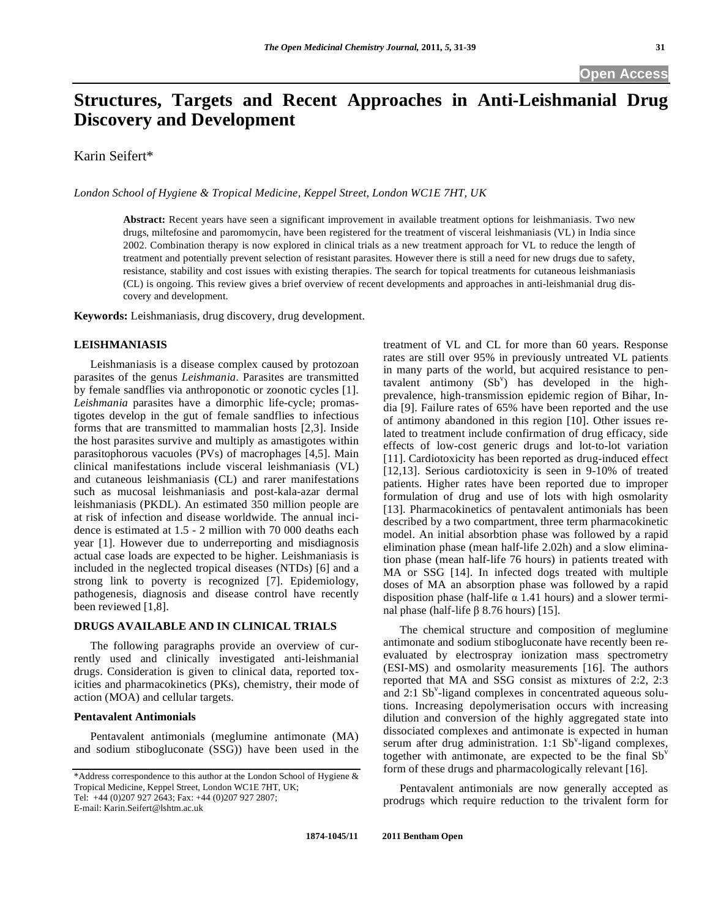# Structures, Targets and Recent Approaches in Anti-Leishmanial Drug Discovery and Development

Karin Seifert*

*London School of Hygiene & Tropical Medicine, Keppel Street, London WC1E 7HT, UK*

**Abstract:** Recent years have seen a significant improvement in available treatment options for leishmaniases. Two new drugs, miltefosine and paromomycin, have been registered for the treatment of visceral leishmaniasis (VL) in India since 2002. Combination therapy is now explored in clinical trials as a new treatment approach for VL to reduce the length of treatment and potentially prevent selection of resistant parasites. However there is still a need for new drugs due to safety, resistance, stability and cost issues with existing therapies. The search for topical treatments for cutaneous leishmaniasis (CL) is ongoing. This review gives a brief overview of recent developments and approaches in anti-leishmanial drug discovery and development.

**Keywords:** Leishmaniasis, drug discovery, drug development.

## LEISHMANIASIS

Leishmaniasis is a disease complex caused by protozoan parasites of the genus *Leishmania*. Parasites are transmitted by female sandflies via anthroponotic or zoonotic cycles [1]. *Leishmania* parasites have a dimorphic life-cycle; promastigotes develop in the gut of female sandflies to infectious forms that are transmitted to mammalian hosts [2,3]. Inside the host parasites survive and multiply as amastigotes within parasitophorous vacuoles (PVs) of macrophages [4,5]. Main clinical manifestations include visceral leishmaniasis (VL) and cutaneous leishmaniasis (CL) and rarer manifestations such as mucosal leishmaniasis and post-kala-azar dermal leishmaniasis (PKDL). An estimated 350 million people are at risk of infection and disease worldwide. The annual incidence is estimated at 1.5 - 2 million with 70 000 deaths each year [1]. However due to underreporting and misdiagnosis actual case loads are expected to be higher. Leishmaniasis is included in the neglected tropical diseases (NTDs) [6] and a strong link to poverty is recognized [7]. Epidemiology, pathogenesis, diagnosis and disease control have recently been reviewed [1,8].

## DRUGS AVAILABLE AND IN CLINICAL TRIALS

The following paragraphs provide an overview of currently used and clinically investigated anti-leishmanial drugs. Consideration is given to clinical data, reported toxicities and pharmacokinetics (PKs), chemistry, their mode of action (MOA) and cellular targets.

### Pentavalent Antimonials

Pentavalent antimonials (meglumine antimonate (MA) and sodium stibogluconate (SSG)) have been used in the treatment of VL and CL for more than 60 years. Response rates are still over 95% in previously untreated VL patients in many parts of the world, but acquired resistance to pentavalent antimony ($Sb^{v}$) has developed in the high-prevalence, high-transmission epidemic region of Bihar, India [9]. Failure rates of 65% have been reported and the use of antimony abandoned in this region [10]. Other issues related to treatment include confirmation of drug efficacy, side effects of low-cost generic drugs and lot-to-lot variation [11]. Cardiotoxicity has been reported as drug-induced effect [12,13]. Serious cardiotoxicity is seen in 9-10% of treated patients. Higher rates have been reported due to improper formulation of drug and use of lots with high osmolarity [13]. Pharmacokinetics of pentavalent antimonials has been described by a two compartment, three term pharmacokinetic model. An initial absorbtion phase was followed by a rapid elimination phase (mean half-life 2.02h) and a slow elimination phase (mean half-life 76 hours) in patients treated with MA or SSG [14]. In infected dogs treated with multiple doses of MA an absorption phase was followed by a rapid disposition phase (half-life $\alpha$ 1.41 hours) and a slower terminal phase (half-life $\beta$ 8.76 hours) [15].

The chemical structure and composition of meglumine antimonate and sodium stibogluconate have recently been reevaluated by electrospray ionization mass spectrometry (ESI-MS) and osmolarity measurements [16]. The authors reported that MA and SSG consist as mixtures of 2:2, 2:3 and 2:1 $Sb^{v}$-ligand complexes in concentrated aqueous solutions. Increasing depolymerisation occurs with increasing dilution and conversion of the highly aggregated state into dissociated complexes and antimonate is expected in human serum after drug administration. 1:1 $Sb^{v}$-ligand complexes, together with antimonate, are expected to be the final $Sb^{v}$ form of these drugs and pharmacologically relevant [16].

Pentavalent antimonials are now generally accepted as prodrugs which require reduction to the trivalent form for

---

*Address correspondence to this author at the London School of Hygiene & Tropical Medicine, Keppel Street, London WC1E 7HT, UK; Tel: +44 (0)207 927 2643; Fax: +44 (0)207 927 2807; E-mail: Karin.Seifert@lshtm.ac.uk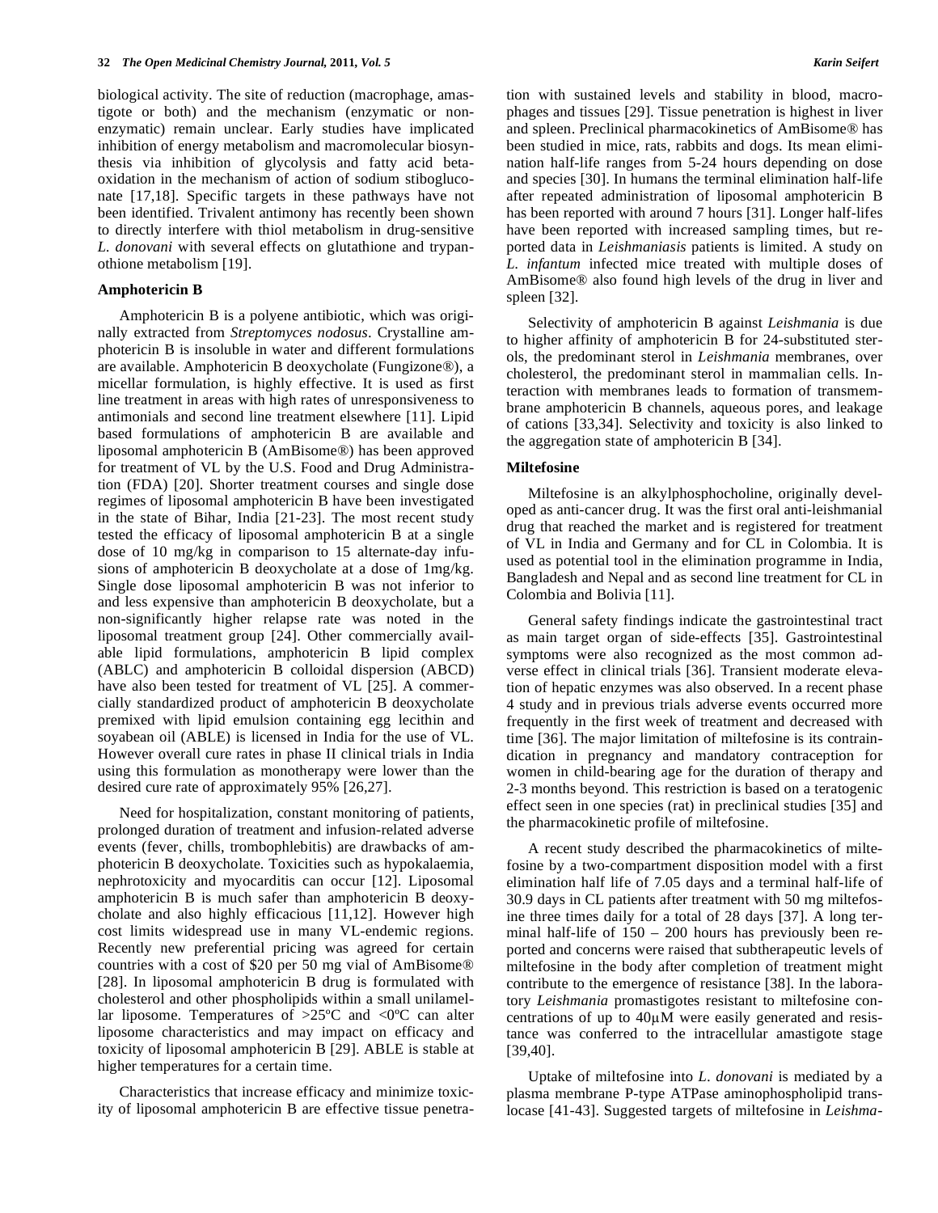biological activity. The site of reduction (macrophage, amastigote or both) and the mechanism (enzymatic or non-enzymatic) remain unclear. Early studies have implicated inhibition of energy metabolism and macromolecular biosynthesis via inhibition of glycolysis and fatty acid beta-oxidation in the mechanism of action of sodium stibogluconate [17,18]. Specific targets in these pathways have not been identified. Trivalent antimony has recently been shown to directly interfere with thiol metabolism in drug-sensitive *L. donovani* with several effects on glutathione and trypanothione metabolism [19].

### Amphotericin B

Amphotericin B is a polyene antibiotic, which was originally extracted from *Streptomyces nodosus*. Crystalline amphotericin B is insoluble in water and different formulations are available. Amphotericin B deoxycholate (Fungizone®), a micellar formulation, is highly effective. It is used as first line treatment in areas with high rates of unresponsiveness to antimonials and second line treatment elsewhere [11]. Lipid based formulations of amphotericin B are available and liposomal amphotericin B (AmBisome®) has been approved for treatment of VL by the U.S. Food and Drug Administration (FDA) [20]. Shorter treatment courses and single dose regimes of liposomal amphotericin B have been investigated in the state of Bihar, India [21-23]. The most recent study tested the efficacy of liposomal amphotericin B at a single dose of 10 mg/kg in comparison to 15 alternate-day infusions of amphotericin B deoxycholate at a dose of 1mg/kg. Single dose liposomal amphotericin B was not inferior to and less expensive than amphotericin B deoxycholate, but a non-significantly higher relapse rate was noted in the liposomal treatment group [24]. Other commercially available lipid formulations, amphotericin B lipid complex (ABLC) and amphotericin B colloidal dispersion (ABCD) have also been tested for treatment of VL [25]. A commercially standardized product of amphotericin B deoxycholate premixed with lipid emulsion containing egg lecithin and soyabean oil (ABLE) is licensed in India for the use of VL. However overall cure rates in phase II clinical trials in India using this formulation as monotherapy were lower than the desired cure rate of approximately 95% [26,27].

Need for hospitalization, constant monitoring of patients, prolonged duration of treatment and infusion-related adverse events (fever, chills, trombophlebitis) are drawbacks of amphotericin B deoxycholate. Toxicities such as hypokalaemia, nephrotoxicity and myocarditis can occur [12]. Liposomal amphotericin B is much safer than amphotericin B deoxycholate and also highly efficacious [11,12]. However high cost limits widespread use in many VL-endemic regions. Recently new preferential pricing was agreed for certain countries with a cost of \$20 per 50 mg vial of AmBisome® [28]. In liposomal amphotericin B drug is formulated with cholesterol and other phospholipids within a small unilamellar liposome. Temperatures of >25ºC and <0ºC can alter liposome characteristics and may impact on efficacy and toxicity of liposomal amphotericin B [29]. ABLE is stable at higher temperatures for a certain time.

Characteristics that increase efficacy and minimize toxicity of liposomal amphotericin B are effective tissue penetration with sustained levels and stability in blood, macrophages and tissues [29]. Tissue penetration is highest in liver and spleen. Preclinical pharmacokinetics of AmBisome® has been studied in mice, rats, rabbits and dogs. Its mean elimination half-life ranges from 5-24 hours depending on dose and species [30]. In humans the terminal elimination half-life after repeated administration of liposomal amphotericin B has been reported with around 7 hours [31]. Longer half-lifes have been reported with increased sampling times, but reported data in *Leishmaniasis* patients is limited. A study on *L. infantum* infected mice treated with multiple doses of AmBisome® also found high levels of the drug in liver and spleen [32].

Selectivity of amphotericin B against *Leishmania* is due to higher affinity of amphotericin B for 24-substituted sterols, the predominant sterol in *Leishmania* membranes, over cholesterol, the predominant sterol in mammalian cells. Interaction with membranes leads to formation of transmembrane amphotericin B channels, aqueous pores, and leakage of cations [33,34]. Selectivity and toxicity is also linked to the aggregation state of amphotericin B [34].

### Miltefosine

Miltefosine is an alkylphosphocholine, originally developed as anti-cancer drug. It was the first oral anti-leishmanial drug that reached the market and is registered for treatment of VL in India and Germany and for CL in Colombia. It is used as potential tool in the elimination programme in India, Bangladesh and Nepal and as second line treatment for CL in Colombia and Bolivia [11].

General safety findings indicate the gastrointestinal tract as main target organ of side-effects [35]. Gastrointestinal symptoms were also recognized as the most common adverse effect in clinical trials [36]. Transient moderate elevation of hepatic enzymes was also observed. In a recent phase 4 study and in previous trials adverse events occurred more frequently in the first week of treatment and decreased with time [36]. The major limitation of miltefosine is its contraindication in pregnancy and mandatory contraception for women in child-bearing age for the duration of therapy and 2-3 months beyond. This restriction is based on a teratogenic effect seen in one species (rat) in preclinical studies [35] and the pharmacokinetic profile of miltefosine.

A recent study described the pharmacokinetics of miltefosine by a two-compartment disposition model with a first elimination half life of 7.05 days and a terminal half-life of 30.9 days in CL patients after treatment with 50 mg miltefosine three times daily for a total of 28 days [37]. A long terminal half-life of 150 – 200 hours has previously been reported and concerns were raised that subtherapeutic levels of miltefosine in the body after completion of treatment might contribute to the emergence of resistance [38]. In the laboratory *Leishmania* promastigotes resistant to miltefosine concentrations of up to 40μM were easily generated and resistance was conferred to the intracellular amastigote stage [39,40].

Uptake of miltefosine into *L. donovani* is mediated by a plasma membrane P-type ATPase aminophospholipid translocase [41-43]. Suggested targets of miltefosine in *Leishma-*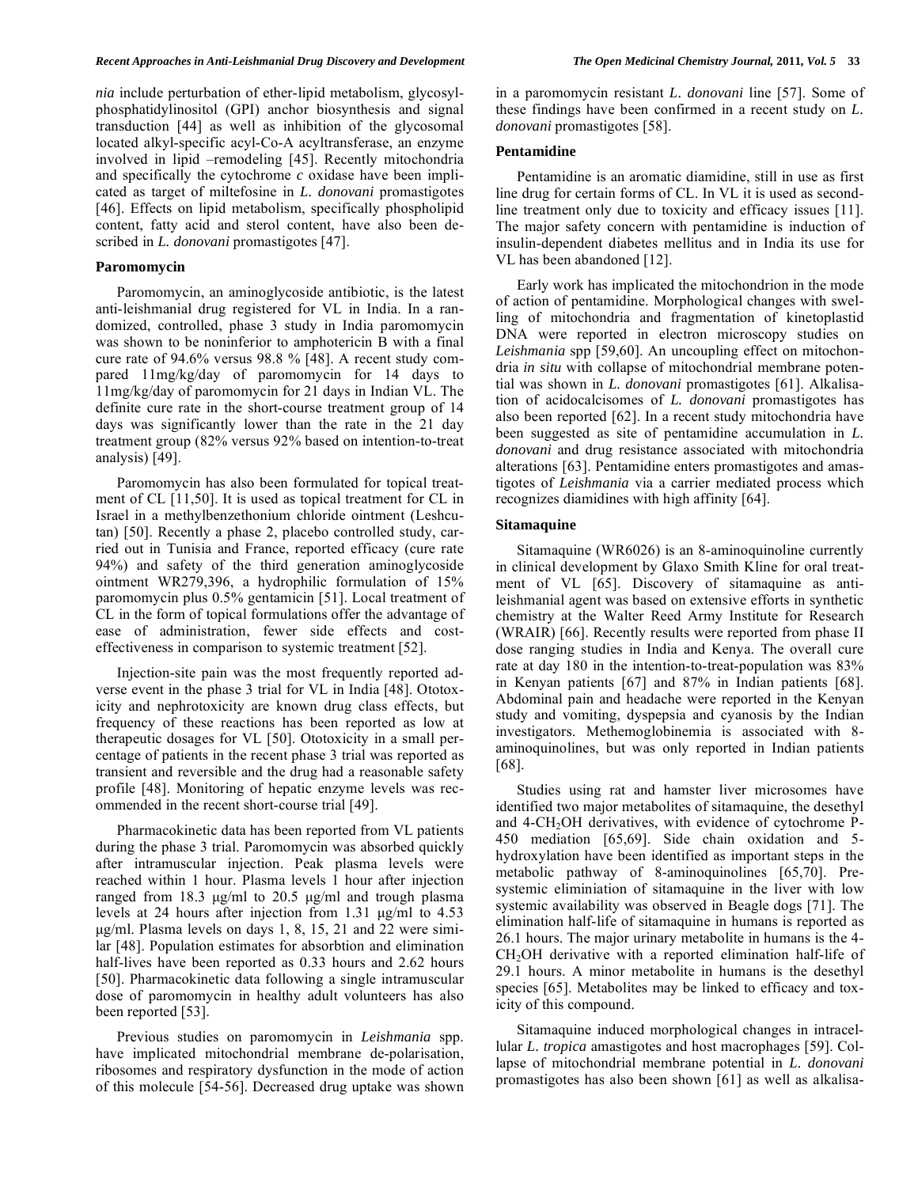*nia* include perturbation of ether-lipid metabolism, glycosylphosphatidylinositol (GPI) anchor biosynthesis and signal transduction [44] as well as inhibition of the glycosomal located alkyl-specific acyl-Co-A acyltransferase, an enzyme involved in lipid –remodeling [45]. Recently mitochondria and specifically the cytochrome *c* oxidase have been implicated as target of miltefosine in *L. donovani* promastigotes [46]. Effects on lipid metabolism, specifically phospholipid content, fatty acid and sterol content, have also been described in *L. donovani* promastigotes [47].

### Paromomycin

Paromomycin, an aminoglycoside antibiotic, is the latest anti-leishmanial drug registered for VL in India. In a randomized, controlled, phase 3 study in India paromomycin was shown to be noninferior to amphotericin B with a final cure rate of 94.6% versus 98.8 % [48]. A recent study compared 11mg/kg/day of paromomycin for 14 days to 11mg/kg/day of paromomycin for 21 days in Indian VL. The definite cure rate in the short-course treatment group of 14 days was significantly lower than the rate in the 21 day treatment group (82% versus 92% based on intention-to-treat analysis) [49].

Paromomycin has also been formulated for topical treatment of CL [11,50]. It is used as topical treatment for CL in Israel in a methylbenzethonium chloride ointment (Leshcutan) [50]. Recently a phase 2, placebo controlled study, carried out in Tunisia and France, reported efficacy (cure rate 94%) and safety of the third generation aminoglycoside ointment WR279,396, a hydrophilic formulation of 15% paromomycin plus 0.5% gentamicin [51]. Local treatment of CL in the form of topical formulations offer the advantage of ease of administration, fewer side effects and cost-effectiveness in comparison to systemic treatment [52].

Injection-site pain was the most frequently reported adverse event in the phase 3 trial for VL in India [48]. Ototoxicity and nephrotoxicity are known drug class effects, but frequency of these reactions has been reported as low at therapeutic dosages for VL [50]. Ototoxicity in a small percentage of patients in the recent phase 3 trial was reported as transient and reversible and the drug had a reasonable safety profile [48]. Monitoring of hepatic enzyme levels was recommended in the recent short-course trial [49].

Pharmacokinetic data has been reported from VL patients during the phase 3 trial. Paromomycin was absorbed quickly after intramuscular injection. Peak plasma levels were reached within 1 hour. Plasma levels 1 hour after injection ranged from 18.3 µg/ml to 20.5 µg/ml and trough plasma levels at 24 hours after injection from 1.31 µg/ml to 4.53 µg/ml. Plasma levels on days 1, 8, 15, 21 and 22 were similar [48]. Population estimates for absorbtion and elimination half-lives have been reported as 0.33 hours and 2.62 hours [50]. Pharmacokinetic data following a single intramuscular dose of paromomycin in healthy adult volunteers has also been reported [53].

Previous studies on paromomycin in *Leishmania* spp. have implicated mitochondrial membrane de-polarisation, ribosomes and respiratory dysfunction in the mode of action of this molecule [54-56]. Decreased drug uptake was shown in a paromomycin resistant *L. donovani* line [57]. Some of these findings have been confirmed in a recent study on *L. donovani* promastigotes [58].

### Pentamidine

Pentamidine is an aromatic diamidine, still in use as first line drug for certain forms of CL. In VL it is used as second-line treatment only due to toxicity and efficacy issues [11]. The major safety concern with pentamidine is induction of insulin-dependent diabetes mellitus and in India its use for VL has been abandoned [12].

Early work has implicated the mitochondrion in the mode of action of pentamidine. Morphological changes with swelling of mitochondria and fragmentation of kinetoplastid DNA were reported in electron microscopy studies on *Leishmania* spp [59,60]. An uncoupling effect on mitochondria *in situ* with collapse of mitochondrial membrane potential was shown in *L. donovani* promastigotes [61]. Alkalisation of acidocalcisomes of *L. donovani* promastigotes has also been reported [62]. In a recent study mitochondria have been suggested as site of pentamidine accumulation in *L. donovani* and drug resistance associated with mitochondria alterations [63]. Pentamidine enters promastigotes and amastigotes of *Leishmania* via a carrier mediated process which recognizes diamidines with high affinity [64].

### Sitamaquine

Sitamaquine (WR6026) is an 8-aminoquinoline currently in clinical development by Glaxo Smith Kline for oral treatment of VL [65]. Discovery of sitamaquine as anti-leishmanial agent was based on extensive efforts in synthetic chemistry at the Walter Reed Army Institute for Research (WRAIR) [66]. Recently results were reported from phase II dose ranging studies in India and Kenya. The overall cure rate at day 180 in the intention-to-treat-population was 83% in Kenyan patients [67] and 87% in Indian patients [68]. Abdominal pain and headache were reported in the Kenyan study and vomiting, dyspepsia and cyanosis by the Indian investigators. Methemoglobinemia is associated with 8-aminoquinolines, but was only reported in Indian patients [68].

Studies using rat and hamster liver microsomes have identified two major metabolites of sitamaquine, the desethyl and 4-$CH_2OH$ derivatives, with evidence of cytochrome P-450 mediation [65,69]. Side chain oxidation and 5-hydroxylation have been identified as important steps in the metabolic pathway of 8-aminoquinolines [65,70]. Presystemic eliminiation of sitamaquine in the liver with low systemic availability was observed in Beagle dogs [71]. The elimination half-life of sitamaquine in humans is reported as 26.1 hours. The major urinary metabolite in humans is the 4-$CH_2OH$ derivative with a reported elimination half-life of 29.1 hours. A minor metabolite in humans is the desethyl species [65]. Metabolites may be linked to efficacy and toxicity of this compound.

Sitamaquine induced morphological changes in intracellular *L. tropica* amastigotes and host macrophages [59]. Collapse of mitochondrial membrane potential in *L. donovani* promastigotes has also been shown [61] as well as alkalisa-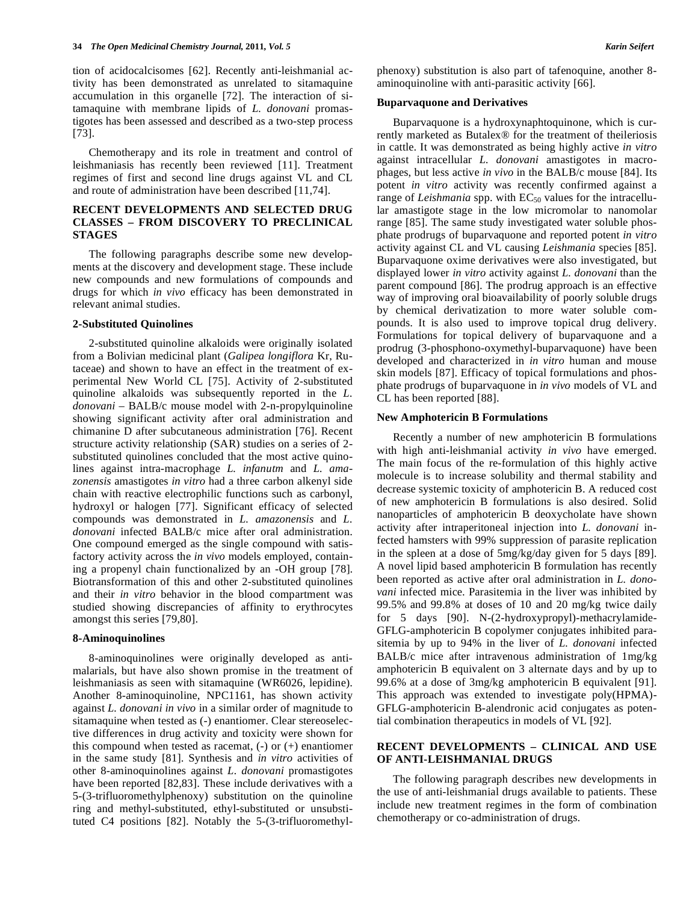tion of acidocalcisomes [62]. Recently anti-leishmanial activity has been demonstrated as unrelated to sitamaquine accumulation in this organelle [72]. The interaction of sitamaquine with membrane lipids of *L. donovani* promastigotes has been assessed and described as a two-step process [73].

Chemotherapy and its role in treatment and control of leishmaniasis has recently been reviewed [11]. Treatment regimes of first and second line drugs against VL and CL and route of administration have been described [11,74].

## RECENT DEVELOPMENTS AND SELECTED DRUG CLASSES – FROM DISCOVERY TO PRECLINICAL STAGES

The following paragraphs describe some new developments at the discovery and development stage. These include new compounds and new formulations of compounds and drugs for which *in vivo* efficacy has been demonstrated in relevant animal studies.

### 2-Substituted Quinolines

2-substituted quinoline alkaloids were originally isolated from a Bolivian medicinal plant (*Galipea longiflora* Kr, Rutaceae) and shown to have an effect in the treatment of experimental New World CL [75]. Activity of 2-substituted quinoline alkaloids was subsequently reported in the *L. donovani* – BALB/c mouse model with 2-n-propylquinoline showing significant activity after oral administration and chimanine D after subcutaneous administration [76]. Recent structure activity relationship (SAR) studies on a series of 2-substituted quinolines concluded that the most active quinolines against intra-macrophage *L. infanutm* and *L. amazonensis* amastigotes *in vitro* had a three carbon alkenyl side chain with reactive electrophilic functions such as carbonyl, hydroxyl or halogen [77]. Significant efficacy of selected compounds was demonstrated in *L. amazonensis* and *L. donovani* infected BALB/c mice after oral administration. One compound emerged as the single compound with satisfactory activity across the *in vivo* models employed, containing a propenyl chain functionalized by an -OH group [78]. Biotransformation of this and other 2-substituted quinolines and their *in vitro* behavior in the blood compartment was studied showing discrepancies of affinity to erythrocytes amongst this series [79,80].

### 8-Aminoquinolines

8-aminoquinolines were originally developed as antimalarials, but have also shown promise in the treatment of leishmaniasis as seen with sitamaquine (WR6026, lepidine). Another 8-aminoquinoline, NPC1161, has shown activity against *L. donovani in vivo* in a similar order of magnitude to sitamaquine when tested as (-) enantiomer. Clear stereoselective differences in drug activity and toxicity were shown for this compound when tested as racemat, (-) or (+) enantiomer in the same study [81]. Synthesis and *in vitro* activities of other 8-aminoquinolines against *L. donovani* promastigotes have been reported [82,83]. These include derivatives with a 5-(3-trifluoromethylphenoxy) substitution on the quinoline ring and methyl-substituted, ethyl-substituted or unsubstituted C4 positions [82]. Notably the 5-(3-trifluoromethylphenoxy) substitution is also part of tafenoquine, another 8-aminoquinoline with anti-parasitic activity [66].

### Buparvaquone and Derivatives

Buparvaquone is a hydroxynaphtoquinone, which is currently marketed as Butalex® for the treatment of theileriosis in cattle. It was demonstrated as being highly active *in vitro* against intracellular *L. donovani* amastigotes in macrophages, but less active *in vivo* in the BALB/c mouse [84]. Its potent *in vitro* activity was recently confirmed against a range of *Leishmania* spp. with $EC_{50}$ values for the intracellular amastigote stage in the low micromolar to nanomolar range [85]. The same study investigated water soluble phosphate prodrugs of buparvaquone and reported potent *in vitro* activity against CL and VL causing *Leishmania* species [85]. Buparvaquone oxime derivatives were also investigated, but displayed lower *in vitro* activity against *L. donovani* than the parent compound [86]. The prodrug approach is an effective way of improving oral bioavailability of poorly soluble drugs by chemical derivatization to more water soluble compounds. It is also used to improve topical drug delivery. Formulations for topical delivery of buparvaquone and a prodrug (3-phosphono-oxymethyl-buparvaquone) have been developed and characterized in *in vitro* human and mouse skin models [87]. Efficacy of topical formulations and phosphate prodrugs of buparvaquone in *in vivo* models of VL and CL has been reported [88].

### New Amphotericin B Formulations

Recently a number of new amphotericin B formulations with high anti-leishmanial activity *in vivo* have emerged. The main focus of the re-formulation of this highly active molecule is to increase solubility and thermal stability and decrease systemic toxicity of amphotericin B. A reduced cost of new amphotericin B formulations is also desired. Solid nanoparticles of amphotericin B deoxycholate have shown activity after intraperitoneal injection into *L. donovani* infected hamsters with 99% suppression of parasite replication in the spleen at a dose of 5mg/kg/day given for 5 days [89]. A novel lipid based amphotericin B formulation has recently been reported as active after oral administration in *L. donovani* infected mice. Parasitemia in the liver was inhibited by 99.5% and 99.8% at doses of 10 and 20 mg/kg twice daily for 5 days [90]. N-(2-hydroxypropyl)-methacrylamide-GFLG-amphotericin B copolymer conjugates inhibited parasitemia by up to 94% in the liver of *L. donovani* infected BALB/c mice after intravenous administration of 1mg/kg amphotericin B equivalent on 3 alternate days and by up to 99.6% at a dose of 3mg/kg amphotericin B equivalent [91]. This approach was extended to investigate poly(HPMA)-GFLG-amphotericin B-alendronic acid conjugates as potential combination therapeutics in models of VL [92].

## RECENT DEVELOPMENTS – CLINICAL AND USE OF ANTI-LEISHMANIAL DRUGS

The following paragraph describes new developments in the use of anti-leishmanial drugs available to patients. These include new treatment regimes in the form of combination chemotherapy or co-administration of drugs.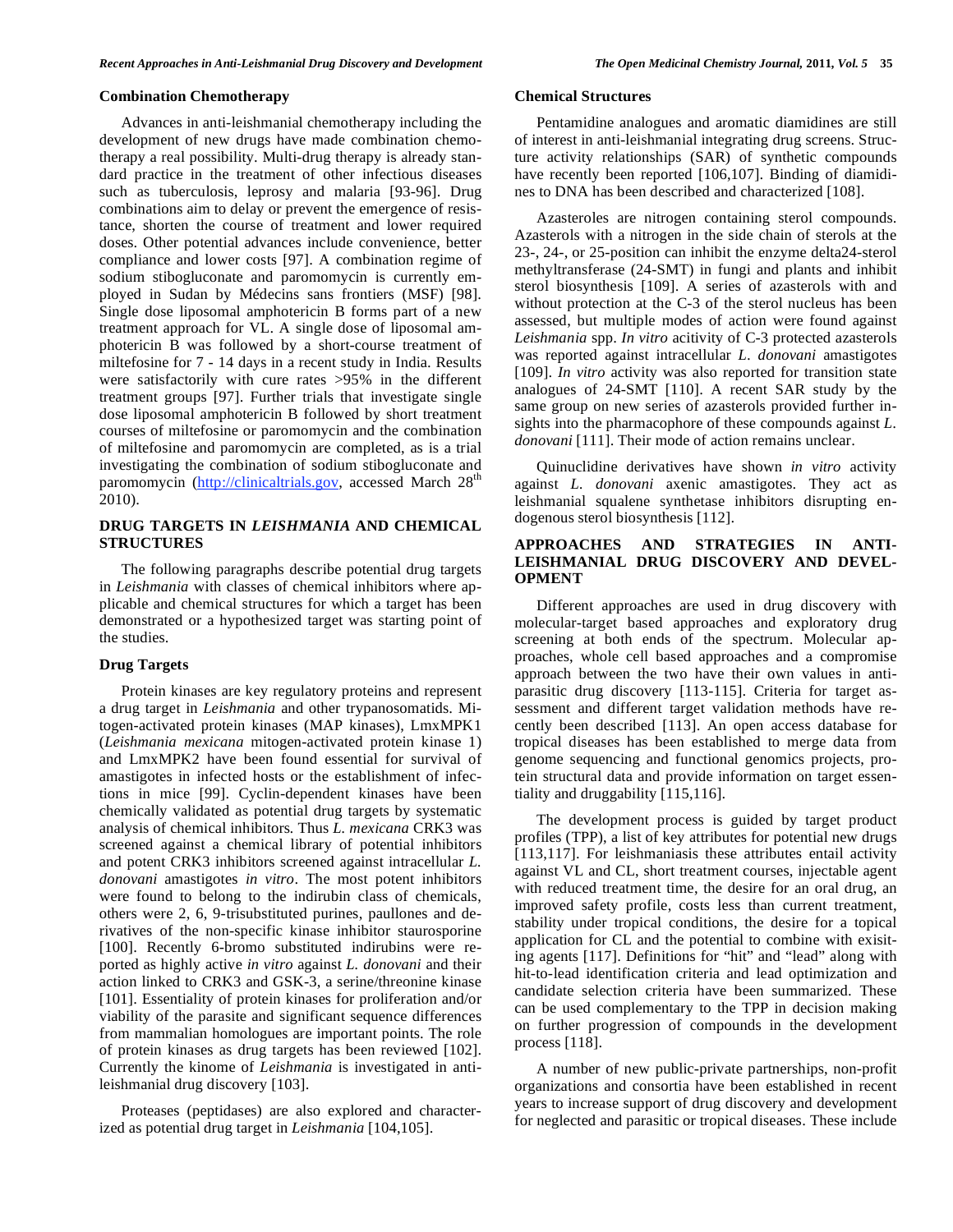### Combination Chemotherapy

Advances in anti-leishmanial chemotherapy including the development of new drugs have made combination chemotherapy a real possibility. Multi-drug therapy is already standard practice in the treatment of other infectious diseases such as tuberculosis, leprosy and malaria [93-96]. Drug combinations aim to delay or prevent the emergence of resistance, shorten the course of treatment and lower required doses. Other potential advances include convenience, better compliance and lower costs [97]. A combination regime of sodium stibogluconate and paromomycin is currently employed in Sudan by Médecins sans frontiers (MSF) [98]. Single dose liposomal amphotericin B forms part of a new treatment approach for VL. A single dose of liposomal amphotericin B was followed by a short-course treatment of miltefosine for 7 - 14 days in a recent study in India. Results were satisfactorily with cure rates >95% in the different treatment groups [97]. Further trials that investigate single dose liposomal amphotericin B followed by short treatment courses of miltefosine or paromomycin and the combination of miltefosine and paromomycin are completed, as is a trial investigating the combination of sodium stibogluconate and paromomycin (http://clinicaltrials.gov, accessed March 28th 2010).

## DRUG TARGETS IN *LEISHMANIA* AND CHEMICAL STRUCTURES

The following paragraphs describe potential drug targets in *Leishmania* with classes of chemical inhibitors where applicable and chemical structures for which a target has been demonstrated or a hypothesized target was starting point of the studies.

### Drug Targets

Protein kinases are key regulatory proteins and represent a drug target in *Leishmania* and other trypanosomatids. Mitogen-activated protein kinases (MAP kinases), LmxMPK1 (*Leishmania mexicana* mitogen-activated protein kinase 1) and LmxMPK2 have been found essential for survival of amastigotes in infected hosts or the establishment of infections in mice [99]. Cyclin-dependent kinases have been chemically validated as potential drug targets by systematic analysis of chemical inhibitors. Thus *L. mexicana* CRK3 was screened against a chemical library of potential inhibitors and potent CRK3 inhibitors screened against intracellular *L. donovani* amastigotes *in vitro*. The most potent inhibitors were found to belong to the indirubin class of chemicals, others were 2, 6, 9-trisubstituted purines, paullones and derivatives of the non-specific kinase inhibitor staurosporine [100]. Recently 6-bromo substituted indirubins were reported as highly active *in vitro* against *L. donovani* and their action linked to CRK3 and GSK-3, a serine/threonine kinase [101]. Essentiality of protein kinases for proliferation and/or viability of the parasite and significant sequence differences from mammalian homologues are important points. The role of protein kinases as drug targets has been reviewed [102]. Currently the kinome of *Leishmania* is investigated in anti-leishmanial drug discovery [103].

Proteases (peptidases) are also explored and characterized as potential drug target in *Leishmania* [104,105].

### Chemical Structures

Pentamidine analogues and aromatic diamidines are still of interest in anti-leishmanial integrating drug screens. Structure activity relationships (SAR) of synthetic compounds have recently been reported [106,107]. Binding of diamidines to DNA has been described and characterized [108].

Azasteroles are nitrogen containing sterol compounds. Azasterols with a nitrogen in the side chain of sterols at the 23-, 24-, or 25-position can inhibit the enzyme delta24-sterol methyltransferase (24-SMT) in fungi and plants and inhibit sterol biosynthesis [109]. A series of azasterols with and without protection at the C-3 of the sterol nucleus has been assessed, but multiple modes of action were found against *Leishmania* spp. *In vitro* acitivity of C-3 protected azasterols was reported against intracellular *L. donovani* amastigotes [109]. *In vitro* activity was also reported for transition state analogues of 24-SMT [110]. A recent SAR study by the same group on new series of azasterols provided further insights into the pharmacophore of these compounds against *L. donovani* [111]. Their mode of action remains unclear.

Quinuclidine derivatives have shown *in vitro* activity against *L. donovani* axenic amastigotes. They act as leishmanial squalene synthetase inhibitors disrupting endogenous sterol biosynthesis [112].

## APPROACHES AND STRATEGIES IN ANTI-LEISHMANIAL DRUG DISCOVERY AND DEVELOPMENT

Different approaches are used in drug discovery with molecular-target based approaches and exploratory drug screening at both ends of the spectrum. Molecular approaches, whole cell based approaches and a compromise approach between the two have their own values in anti-parasitic drug discovery [113-115]. Criteria for target assessment and different target validation methods have recently been described [113]. An open access database for tropical diseases has been established to merge data from genome sequencing and functional genomics projects, protein structural data and provide information on target essentiality and druggability [115,116].

The development process is guided by target product profiles (TPP), a list of key attributes for potential new drugs [113,117]. For leishmaniasis these attributes entail activity against VL and CL, short treatment courses, injectable agent with reduced treatment time, the desire for an oral drug, an improved safety profile, costs less than current treatment, stability under tropical conditions, the desire for a topical application for CL and the potential to combine with exisiting agents [117]. Definitions for "hit" and "lead" along with hit-to-lead identification criteria and lead optimization and candidate selection criteria have been summarized. These can be used complementary to the TPP in decision making on further progression of compounds in the development process [118].

A number of new public-private partnerships, non-profit organizations and consortia have been established in recent years to increase support of drug discovery and development for neglected and parasitic or tropical diseases. These include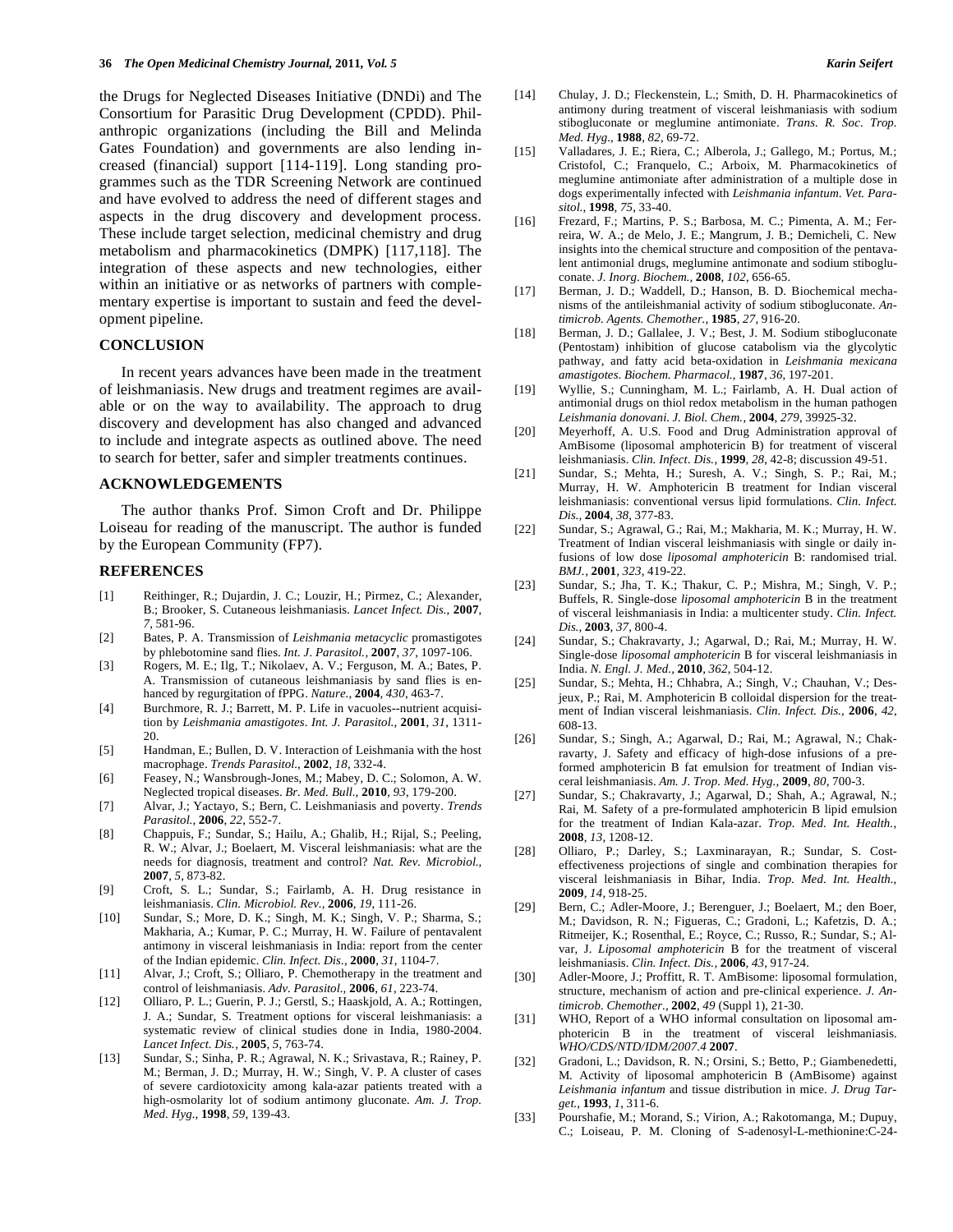the Drugs for Neglected Diseases Initiative (DNDi) and The Consortium for Parasitic Drug Development (CPDD). Philanthropic organizations (including the Bill and Melinda Gates Foundation) and governments are also lending increased (financial) support [114-119]. Long standing programmes such as the TDR Screening Network are continued and have evolved to address the need of different stages and aspects in the drug discovery and development process. These include target selection, medicinal chemistry and drug metabolism and pharmacokinetics (DMPK) [117,118]. The integration of these aspects and new technologies, either within an initiative or as networks of partners with complementary expertise is important to sustain and feed the development pipeline.

## CONCLUSION

In recent years advances have been made in the treatment of leishmaniasis. New drugs and treatment regimes are available or on the way to availability. The approach to drug discovery and development has also changed and advanced to include and integrate aspects as outlined above. The need to search for better, safer and simpler treatments continues.

## ACKNOWLEDGEMENTS

The author thanks Prof. Simon Croft and Dr. Philippe Loiseau for reading of the manuscript. The author is funded by the European Community (FP7).

## REFERENCES

[1] Reithinger, R.; Dujardin, J. C.; Louzir, H.; Pirmez, C.; Alexander, B.; Brooker, S. Cutaneous leishmaniasis. *Lancet Infect. Dis.*, **2007**, *7*, 581-96.

[2] Bates, P. A. Transmission of *Leishmania metacyclic* promastigotes by phlebotomine sand flies. *Int. J. Parasitol.*, **2007**, *37*, 1097-106.

[3] Rogers, M. E.; Ilg, T.; Nikolaev, A. V.; Ferguson, M. A.; Bates, P. A. Transmission of cutaneous leishmaniasis by sand flies is enhanced by regurgitation of fPPG. *Nature.*, **2004**, *430*, 463-7.

[4] Burchmore, R. J.; Barrett, M. P. Life in vacuoles--nutrient acquisition by *Leishmania amastigotes*. *Int. J. Parasitol.*, **2001**, *31*, 1311-20.

[5] Handman, E.; Bullen, D. V. Interaction of Leishmania with the host macrophage. *Trends Parasitol.*, **2002**, *18*, 332-4.

[6] Feasey, N.; Wansbrough-Jones, M.; Mabey, D. C.; Solomon, A. W. Neglected tropical diseases. *Br. Med. Bull.*, **2010**, *93*, 179-200.

[7] Alvar, J.; Yactayo, S.; Bern, C. Leishmaniasis and poverty. *Trends Parasitol.*, **2006**, *22*, 552-7.

[8] Chappuis, F.; Sundar, S.; Hailu, A.; Ghalib, H.; Rijal, S.; Peeling, R. W.; Alvar, J.; Boelaert, M. Visceral leishmaniasis: what are the needs for diagnosis, treatment and control? *Nat. Rev. Microbiol.*, **2007**, *5*, 873-82.

[9] Croft, S. L.; Sundar, S.; Fairlamb, A. H. Drug resistance in leishmaniasis. *Clin. Microbiol. Rev.*, **2006**, *19*, 111-26.

[10] Sundar, S.; More, D. K.; Singh, M. K.; Singh, V. P.; Sharma, S.; Makharia, A.; Kumar, P. C.; Murray, H. W. Failure of pentavalent antimony in visceral leishmaniasis in India: report from the center of the Indian epidemic. *Clin. Infect. Dis.*, **2000**, *31*, 1104-7.

[11] Alvar, J.; Croft, S.; Olliaro, P. Chemotherapy in the treatment and control of leishmaniasis. *Adv. Parasitol.*, **2006**, *61*, 223-74.

[12] Olliaro, P. L.; Guerin, P. J.; Gerstl, S.; Haaskjold, A. A.; Rottingen, J. A.; Sundar, S. Treatment options for visceral leishmaniasis: a systematic review of clinical studies done in India, 1980-2004. *Lancet Infect. Dis.*, **2005**, *5*, 763-74.

[13] Sundar, S.; Sinha, P. R.; Agrawal, N. K.; Srivastava, R.; Rainey, P. M.; Berman, J. D.; Murray, H. W.; Singh, V. P. A cluster of cases of severe cardiotoxicity among kala-azar patients treated with a high-osmolarity lot of sodium antimony gluconate. *Am. J. Trop. Med. Hyg.*, **1998**, *59*, 139-43.

[14] Chulay, J. D.; Fleckenstein, L.; Smith, D. H. Pharmacokinetics of antimony during treatment of visceral leishmaniasis with sodium stibogluconate or meglumine antimoniate. *Trans. R. Soc. Trop. Med. Hyg.*, **1988**, *82*, 69-72.

[15] Valladares, J. E.; Riera, C.; Alberola, J.; Gallego, M.; Portus, M.; Cristofol, C.; Franquelo, C.; Arboix, M. Pharmacokinetics of meglumine antimoniate after administration of a multiple dose in dogs experimentally infected with *Leishmania infantum*. *Vet. Parasitol.*, **1998**, *75*, 33-40.

[16] Frezard, F.; Martins, P. S.; Barbosa, M. C.; Pimenta, A. M.; Ferreira, W. A.; de Melo, J. E.; Mangrum, J. B.; Demicheli, C. New insights into the chemical structure and composition of the pentavalent antimonial drugs, meglumine antimonate and sodium stibogluconate. *J. Inorg. Biochem.*, **2008**, *102*, 656-65.

[17] Berman, J. D.; Waddell, D.; Hanson, B. D. Biochemical mechanisms of the antileishmanial activity of sodium stibogluconate. *Antimicrob. Agents. Chemother.*, **1985**, *27*, 916-20.

[18] Berman, J. D.; Gallalee, J. V.; Best, J. M. Sodium stibogluconate (Pentostam) inhibition of glucose catabolism via the glycolytic pathway, and fatty acid beta-oxidation in *Leishmania mexicana amastigotes*. *Biochem. Pharmacol.*, **1987**, *36*, 197-201.

[19] Wyllie, S.; Cunningham, M. L.; Fairlamb, A. H. Dual action of antimonial drugs on thiol redox metabolism in the human pathogen *Leishmania donovani*. *J. Biol. Chem.*, **2004**, *279*, 39925-32.

[20] Meyerhoff, A. U.S. Food and Drug Administration approval of AmBisome (liposomal amphotericin B) for treatment of visceral leishmaniasis. *Clin. Infect. Dis.*, **1999**, *28*, 42-8; discussion 49-51.

[21] Sundar, S.; Mehta, H.; Suresh, A. V.; Singh, S. P.; Rai, M.; Murray, H. W. Amphotericin B treatment for Indian visceral leishmaniasis: conventional versus lipid formulations. *Clin. Infect. Dis.*, **2004**, *38*, 377-83.

[22] Sundar, S.; Agrawal, G.; Rai, M.; Makharia, M. K.; Murray, H. W. Treatment of Indian visceral leishmaniasis with single or daily infusions of low dose *liposomal amphotericin* B: randomised trial. *BMJ.*, **2001**, *323*, 419-22.

[23] Sundar, S.; Jha, T. K.; Thakur, C. P.; Mishra, M.; Singh, V. P.; Buffels, R. Single-dose *liposomal amphotericin* B in the treatment of visceral leishmaniasis in India: a multicenter study. *Clin. Infect. Dis.*, **2003**, *37*, 800-4.

[24] Sundar, S.; Chakravarty, J.; Agarwal, D.; Rai, M.; Murray, H. W. Single-dose *liposomal amphotericin* B for visceral leishmaniasis in India. *N. Engl. J. Med.*, **2010**, *362*, 504-12.

[25] Sundar, S.; Mehta, H.; Chhabra, A.; Singh, V.; Chauhan, V.; Desjeux, P.; Rai, M. Amphotericin B colloidal dispersion for the treatment of Indian visceral leishmaniasis. *Clin. Infect. Dis.*, **2006**, *42*, 608-13.

[26] Sundar, S.; Singh, A.; Agarwal, D.; Rai, M.; Agrawal, N.; Chakravarty, J. Safety and efficacy of high-dose infusions of a preformed amphotericin B fat emulsion for treatment of Indian visceral leishmaniasis. *Am. J. Trop. Med. Hyg.*, **2009**, *80*, 700-3.

[27] Sundar, S.; Chakravarty, J.; Agarwal, D.; Shah, A.; Agrawal, N.; Rai, M. Safety of a pre-formulated amphotericin B lipid emulsion for the treatment of Indian Kala-azar. *Trop. Med. Int. Health.*, **2008**, *13*, 1208-12.

[28] Olliaro, P.; Darley, S.; Laxminarayan, R.; Sundar, S. Cost-effectiveness projections of single and combination therapies for visceral leishmaniasis in Bihar, India. *Trop. Med. Int. Health.*, **2009**, *14*, 918-25.

[29] Bern, C.; Adler-Moore, J.; Berenguer, J.; Boelaert, M.; den Boer, M.; Davidson, R. N.; Figueras, C.; Gradoni, L.; Kafetzis, D. A.; Ritmeijer, K.; Rosenthal, E.; Royce, C.; Russo, R.; Sundar, S.; Alvar, J. *Liposomal amphotericin* B for the treatment of visceral leishmaniasis. *Clin. Infect. Dis.*, **2006**, *43*, 917-24.

[30] Adler-Moore, J.; Proffitt, R. T. AmBisome: liposomal formulation, structure, mechanism of action and pre-clinical experience. *J. Antimicrob. Chemother.*, **2002**, *49* (Suppl 1), 21-30.

[31] WHO, Report of a WHO informal consultation on liposomal amphotericin B in the treatment of visceral leishmaniasis. *WHO/CDS/NTD/IDM/2007.4* **2007**.

[32] Gradoni, L.; Davidson, R. N.; Orsini, S.; Betto, P.; Giambenedetti, M. Activity of liposomal amphotericin B (AmBisome) against *Leishmania infantum* and tissue distribution in mice. *J. Drug Target.*, **1993**, *1*, 311-6.

[33] Pourshafie, M.; Morand, S.; Virion, A.; Rakotomanga, M.; Dupuy, C.; Loiseau, P. M. Cloning of S-adenosyl-L-methionine:C-24-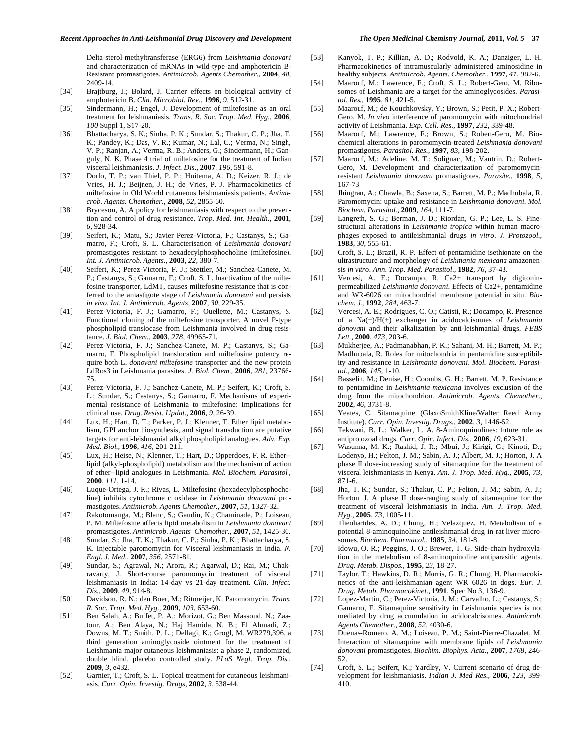Delta-sterol-methyltransferase (ERG6) from *Leishmania donovani* and characterization of mRNAs in wild-type and amphotericin B-Resistant promastigotes. *Antimicrob. Agents Chemother.*, **2004**, *48*, 2409-14.

[34] Brajtburg, J.; Bolard, J. Carrier effects on biological activity of amphotericin B. *Clin. Microbiol. Rev.*, **1996**, *9*, 512-31.

[35] Sindermann, H.; Engel, J. Development of miltefosine as an oral treatment for leishmaniasis. *Trans. R. Soc. Trop. Med. Hyg.*, **2006**, *100* Suppl 1, S17-20.

[36] Bhattacharya, S. K.; Sinha, P. K.; Sundar, S.; Thakur, C. P.; Jha, T. K.; Pandey, K.; Das, V. R.; Kumar, N.; Lal, C.; Verma, N.; Singh, V. P.; Ranjan, A.; Verma, R. B.; Anders, G.; Sindermann, H.; Ganguly, N. K. Phase 4 trial of miltefosine for the treatment of Indian visceral leishmaniasis. *J. Infect. Dis.*, **2007**, *196*, 591-8.

[37] Dorlo, T. P.; van Thiel, P. P.; Huitema, A. D.; Keizer, R. J.; de Vries, H. J.; Beijnen, J. H.; de Vries, P. J. Pharmacokinetics of miltefosine in Old World cutaneous leishmaniasis patients. *Antimicrob. Agents. Chemother.*, **2008**, *52*, 2855-60.

[38] Bryceson, A. A policy for leishmaniasis with respect to the prevention and control of drug resistance. *Trop. Med. Int. Health.*, **2001**, *6*, 928-34.

[39] Seifert, K.; Matu, S.; Javier Perez-Victoria, F.; Castanys, S.; Gamarro, F.; Croft, S. L. Characterisation of *Leishmania donovani* promastigotes resistant to hexadecylphosphocholine (miltefosine). *Int. J. Antimicrob. Agents.*, **2003**, *22*, 380-7.

[40] Seifert, K.; Perez-Victoria, F. J.; Stettler, M.; Sanchez-Canete, M. P.; Castanys, S.; Gamarro, F.; Croft, S. L. Inactivation of the miltefosine transporter, LdMT, causes miltefosine resistance that is conferred to the amastigote stage of *Leishmania donovani* and persists *in vivo*. *Int. J. Antimicrob. Agents*, **2007**, *30*, 229-35.

[41] Perez-Victoria, F. J.; Gamarro, F.; Ouellette, M.; Castanys, S. Functional cloning of the miltefosine transporter. A novel P-type phospholipid translocase from Leishmania involved in drug resistance. *J. Biol. Chem.*, **2003**, *278*, 49965-71.

[42] Perez-Victoria, F. J.; Sanchez-Canete, M. P.; Castanys, S.; Gamarro, F. Phospholipid translocation and miltefosine potency require both L. *donovani miltefosine* transporter and the new protein LdRos3 in Leishmania parasites. *J. Biol. Chem.*, **2006**, *281*, 23766-75.

[43] Perez-Victoria, F. J.; Sanchez-Canete, M. P.; Seifert, K.; Croft, S. L.; Sundar, S.; Castanys, S.; Gamarro, F. Mechanisms of experimental resistance of Leishmania to miltefosine: Implications for clinical use. *Drug. Resist. Updat.*, **2006**, *9*, 26-39.

[44] Lux, H.; Hart, D. T.; Parker, P. J.; Klenner, T. Ether lipid metabolism, GPI anchor biosynthesis, and signal transduction are putative targets for anti-leishmanial alkyl phospholipid analogues. *Adv. Exp. Med. Biol.*, **1996**, *416*, 201-211.

[45] Lux, H.; Heise, N.; Klenner, T.; Hart, D.; Opperdoes, F. R. Ether--lipid (alkyl-phospholipid) metabolism and the mechanism of action of ether--lipid analogues in Leishmania. *Mol. Biochem. Parasitol.*, **2000**, *111*, 1-14.

[46] Luque-Ortega, J. R.; Rivas, L. Miltefosine (hexadecylphosphocholine) inhibits cytochrome c oxidase in *Leishmania donovani* promastigotes. *Antimicrob. Agents Chemother.*, **2007**, *51*, 1327-32.

[47] Rakotomanga, M.; Blanc, S.; Gaudin, K.; Chaminade, P.; Loiseau, P. M. Miltefosine affects lipid metabolism in *Leishmania donovani* promastigotes. *Antimicrob. Agents Chemother.*, **2007**, *51*, 1425-30.

[48] Sundar, S.; Jha, T. K.; Thakur, C. P.; Sinha, P. K.; Bhattacharya, S. K. Injectable paromomycin for Visceral leishmaniasis in India. *N. Engl. J. Med.*, **2007**, *356*, 2571-81.

[49] Sundar, S.; Agrawal, N.; Arora, R.; Agarwal, D.; Rai, M.; Chakravarty, J. Short-course paromomycin treatment of visceral leishmaniasis in India: 14-day vs 21-day treatment. *Clin. Infect. Dis.*, **2009**, *49*, 914-8.

[50] Davidson, R. N.; den Boer, M.; Ritmeijer, K. Paromomycin. *Trans. R. Soc. Trop. Med. Hyg.*, **2009**, *103*, 653-60.

[51] Ben Salah, A.; Buffet, P. A.; Morizot, G.; Ben Massoud, N.; Zaatour, A.; Ben Alaya, N.; Haj Hamida, N. B.; El Ahmadi, Z.; Downs, M. T.; Smith, P. L.; Dellagi, K.; Grogl, M. WR279,396, a third generation aminoglycoside ointment for the treatment of Leishmania major cutaneous leishmaniasis: a phase 2, randomized, double blind, placebo controlled study. *PLoS Negl. Trop. Dis.*, **2009**, *3*, e432.

[52] Garnier, T.; Croft, S. L. Topical treatment for cutaneous leishmaniasis. *Curr. Opin. Investig. Drugs*, **2002**, *3*, 538-44.

[53] Kanyok, T. P.; Killian, A. D.; Rodvold, K. A.; Danziger, L. H. Pharmacokinetics of intramuscularly administered aminosidine in healthy subjects. *Antimicrob. Agents. Chemother.*, **1997**, *41*, 982-6.

[54] Maarouf, M.; Lawrence, F.; Croft, S. L.; Robert-Gero, M. Ribosomes of Leishmania are a target for the aminoglycosides. *Parasitol. Res.*, **1995**, *81*, 421-5.

[55] Maarouf, M.; de Kouchkovsky, Y.; Brown, S.; Petit, P. X.; Robert-Gero, M. *In vivo* interference of paromomycin with mitochondrial activity of Leishmania. *Exp. Cell. Res.*, **1997**, *232*, 339-48.

[56] Maarouf, M.; Lawrence, F.; Brown, S.; Robert-Gero, M. Biochemical alterations in paromomycin-treated *Leishmania donovani* promastigotes. *Parasitol. Res.*, **1997**, *83*, 198-202.

[57] Maarouf, M.; Adeline, M. T.; Solignac, M.; Vautrin, D.; Robert-Gero, M. Development and characterization of paromomycin-resistant *Leishmania donovani* promastigotes. *Parasite.*, **1998**, *5*, 167-73.

[58] Jhingran, A.; Chawla, B.; Saxena, S.; Barrett, M. P.; Madhubala, R. Paromomycin: uptake and resistance in *Leishmania donovani*. *Mol. Biochem. Parasitol.*, **2009**, *164*, 111-7.

[59] Langreth, S. G.; Berman, J. D.; Riordan, G. P.; Lee, L. S. Fine-structural alterations in *Leishmania tropica* within human macrophages exposed to antileishmanial drugs *in vitro*. *J. Protozool.*, **1983**, *30*, 555-61.

[60] Croft, S. L.; Brazil, R. P. Effect of pentamidine isethionate on the ultrastructure and morphology of *Leishmania mexicana* amazonensis *in vitro*. *Ann. Trop. Med. Parasitol.*, **1982**, *76*, 37-43.

[61] Vercesi, A. E.; Docampo, R. Ca2+ transport by digitonin-permeabilized *Leishmania donovani*. Effects of Ca2+, pentamidine and WR-6026 on mitochondrial membrane potential in situ. *Biochem. J.*, **1992**, *284*, 463-7.

[62] Vercesi, A. E.; Rodrigues, C. O.; Catisti, R.; Docampo, R. Presence of a Na(+)/H(+) exchanger in acidocalcisomes of *Leishmania donovani* and their alkalization by anti-leishmanial drugs. *FEBS Lett.*, **2000**, *473*, 203-6.

[63] Mukherjee, A.; Padmanabhan, P. K.; Sahani, M. H.; Barrett, M. P.; Madhubala, R. Roles for mitochondria in pentamidine susceptibility and resistance in *Leishmania donovani*. *Mol. Biochem. Parasitol.*, **2006**, *145*, 1-10.

[64] Basselin, M.; Denise, H.; Coombs, G. H.; Barrett, M. P. Resistance to pentamidine in *Leishmania mexicana* involves exclusion of the drug from the mitochondrion. *Antimicrob. Agents. Chemother.*, **2002**, *46*, 3731-8.

[65] Yeates, C. Sitamaquine (GlaxoSmithKline/Walter Reed Army Institute). *Curr. Opin. Investig. Drugs.*, **2002**, *3*, 1446-52.

[66] Tekwani, B. L.; Walker, L. A. 8-Aminoquinolines: future role as antiprotozoal drugs. *Curr. Opin. Infect. Dis.*, **2006**, *19*, 623-31.

[67] Wasunna, M. K.; Rashid, J. R.; Mbui, J.; Kirigi, G.; Kinoti, D.; Lodenyo, H.; Felton, J. M.; Sabin, A. J.; Albert, M. J.; Horton, J. A phase II dose-increasing study of sitamaquine for the treatment of visceral leishmaniasis in Kenya. *Am. J. Trop. Med. Hyg.*, **2005**, *73*, 871-6.

[68] Jha, T. K.; Sundar, S.; Thakur, C. P.; Felton, J. M.; Sabin, A. J.; Horton, J. A phase II dose-ranging study of sitamaquine for the treatment of visceral leishmaniasis in India. *Am. J. Trop. Med. Hyg.*, **2005**, *73*, 1005-11.

[69] Theoharides, A. D.; Chung, H.; Velazquez, H. Metabolism of a potential 8-aminoquinoline antileishmanial drug in rat liver microsomes. *Biochem. Pharmacol.*, **1985**, *34*, 181-8.

[70] Idowu, O. R.; Peggins, J. O.; Brewer, T. G. Side-chain hydroxylation in the metabolism of 8-aminoquinoline antiparasitic agents. *Drug. Metab. Dispos.*, **1995**, *23*, 18-27.

[71] Taylor, T.; Hawkins, D. R.; Morris, G. R.; Chung, H. Pharmacokinetics of the anti-leishmanian agent WR 6026 in dogs. *Eur. J. Drug. Metab. Pharmacokinet.*, **1991**, Spec No 3, 136-9.

[72] Lopez-Martin, C.; Perez-Victoria, J. M.; Carvalho, L.; Castanys, S.; Gamarro, F. Sitamaquine sensitivity in Leishmania species is not mediated by drug accumulation in acidocalcisomes. *Antimicrob. Agents Chemother.*, **2008**, *52*, 4030-6.

[73] Duenas-Romero, A. M.; Loiseau, P. M.; Saint-Pierre-Chazalet, M. Interaction of sitamaquine with membrane lipids of *Leishmania donovani* promastigotes. *Biochim. Biophys. Acta.*, **2007**, *1768*, 246-52.

[74] Croft, S. L.; Seifert, K.; Yardley, V. Current scenario of drug development for leishmaniasis. *Indian J. Med Res.*, **2006**, *123*, 399-410.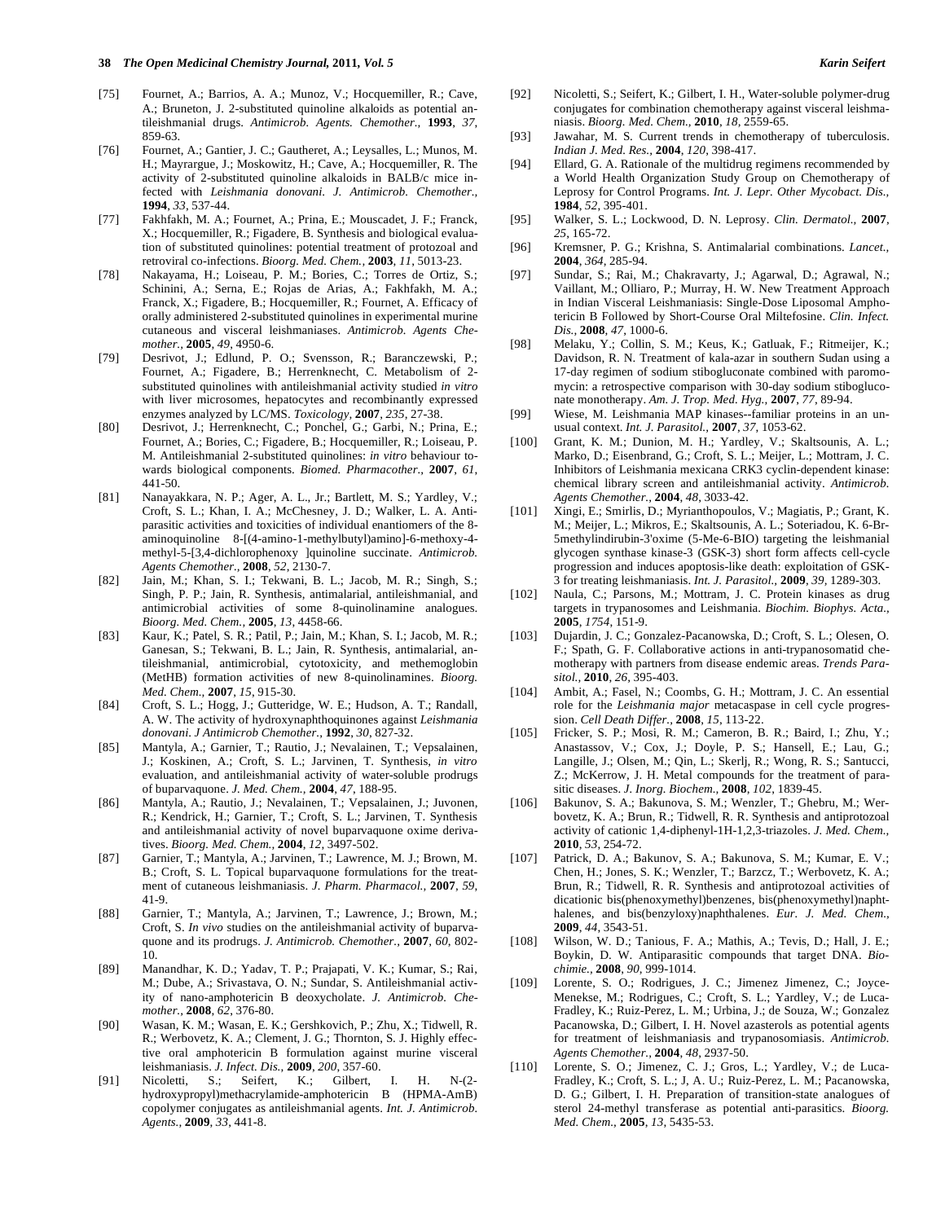[75] Fournet, A.; Barrios, A. A.; Munoz, V.; Hocquemiller, R.; Cave, A.; Bruneton, J. 2-substituted quinoline alkaloids as potential antileishmanial drugs. *Antimicrob. Agents. Chemother.*, **1993**, *37*, 859-63.

[76] Fournet, A.; Gantier, J. C.; Gautheret, A.; Leysalles, L.; Munos, M. H.; Mayrargue, J.; Moskowitz, H.; Cave, A.; Hocquemiller, R. The activity of 2-substituted quinoline alkaloids in BALB/c mice infected with *Leishmania donovani*. *J. Antimicrob. Chemother.*, **1994**, *33*, 537-44.

[77] Fakhfakh, M. A.; Fournet, A.; Prina, E.; Mouscadet, J. F.; Franck, X.; Hocquemiller, R.; Figadere, B. Synthesis and biological evaluation of substituted quinolines: potential treatment of protozoal and retroviral co-infections. *Bioorg. Med. Chem.*, **2003**, *11*, 5013-23.

[78] Nakayama, H.; Loiseau, P. M.; Bories, C.; Torres de Ortiz, S.; Schinini, A.; Serna, E.; Rojas de Arias, A.; Fakhfakh, M. A.; Franck, X.; Figadere, B.; Hocquemiller, R.; Fournet, A. Efficacy of orally administered 2-substituted quinolines in experimental murine cutaneous and visceral leishmaniases. *Antimicrob. Agents Chemother.*, **2005**, *49*, 4950-6.

[79] Desrivot, J.; Edlund, P. O.; Svensson, R.; Baranczewski, P.; Fournet, A.; Figadere, B.; Herrenknecht, C. Metabolism of 2-substituted quinolines with antileishmanial activity studied *in vitro* with liver microsomes, hepatocytes and recombinantly expressed enzymes analyzed by LC/MS. *Toxicology*, **2007**, *235*, 27-38.

[80] Desrivot, J.; Herrenknecht, C.; Ponchel, G.; Garbi, N.; Prina, E.; Fournet, A.; Bories, C.; Figadere, B.; Hocquemiller, R.; Loiseau, P. M. Antileishmanial 2-substituted quinolines: *in vitro* behaviour towards biological components. *Biomed. Pharmacother.*, **2007**, *61*, 441-50.

[81] Nanayakkara, N. P.; Ager, A. L., Jr.; Bartlett, M. S.; Yardley, V.; Croft, S. L.; Khan, I. A.; McChesney, J. D.; Walker, L. A. Antiparasitic activities and toxicities of individual enantiomers of the 8-aminoquinoline 8-[(4-amino-1-methylbutyl)amino]-6-methoxy-4-methyl-5-[3,4-dichlorophenoxy ]quinoline succinate. *Antimicrob. Agents Chemother.*, **2008**, *52*, 2130-7.

[82] Jain, M.; Khan, S. I.; Tekwani, B. L.; Jacob, M. R.; Singh, S.; Singh, P. P.; Jain, R. Synthesis, antimalarial, antileishmanial, and antimicrobial activities of some 8-quinolinamine analogues. *Bioorg. Med. Chem.*, **2005**, *13*, 4458-66.

[83] Kaur, K.; Patel, S. R.; Patil, P.; Jain, M.; Khan, S. I.; Jacob, M. R.; Ganesan, S.; Tekwani, B. L.; Jain, R. Synthesis, antimalarial, antileishmanial, antimicrobial, cytotoxicity, and methemoglobin (MetHB) formation activities of new 8-quinolinamines. *Bioorg. Med. Chem.*, **2007**, *15*, 915-30.

[84] Croft, S. L.; Hogg, J.; Gutteridge, W. E.; Hudson, A. T.; Randall, A. W. The activity of hydroxynaphthoquinones against *Leishmania donovani*. *J Antimicrob Chemother.*, **1992**, *30*, 827-32.

[85] Mantyla, A.; Garnier, T.; Rautio, J.; Nevalainen, T.; Vepsalainen, J.; Koskinen, A.; Croft, S. L.; Jarvinen, T. Synthesis, *in vitro* evaluation, and antileishmanial activity of water-soluble prodrugs of buparvaquone. *J. Med. Chem.*, **2004**, *47*, 188-95.

[86] Mantyla, A.; Rautio, J.; Nevalainen, T.; Vepsalainen, J.; Juvonen, R.; Kendrick, H.; Garnier, T.; Croft, S. L.; Jarvinen, T. Synthesis and antileishmanial activity of novel buparvaquone oxime derivatives. *Bioorg. Med. Chem.*, **2004**, *12*, 3497-502.

[87] Garnier, T.; Mantyla, A.; Jarvinen, T.; Lawrence, M. J.; Brown, M. B.; Croft, S. L. Topical buparvaquone formulations for the treatment of cutaneous leishmaniasis. *J. Pharm. Pharmacol.*, **2007**, *59*, 41-9.

[88] Garnier, T.; Mantyla, A.; Jarvinen, T.; Lawrence, J.; Brown, M.; Croft, S. *In vivo* studies on the antileishmanial activity of buparvaquone and its prodrugs. *J. Antimicrob. Chemother.*, **2007**, *60*, 802-10.

[89] Manandhar, K. D.; Yadav, T. P.; Prajapati, V. K.; Kumar, S.; Rai, M.; Dube, A.; Srivastava, O. N.; Sundar, S. Antileishmanial activity of nano-amphotericin B deoxycholate. *J. Antimicrob. Chemother.*, **2008**, *62*, 376-80.

[90] Wasan, K. M.; Wasan, E. K.; Gershkovich, P.; Zhu, X.; Tidwell, R. R.; Werbovetz, K. A.; Clement, J. G.; Thornton, S. J. Highly effective oral amphotericin B formulation against murine visceral leishmaniasis. *J. Infect. Dis.*, **2009**, *200*, 357-60.

[91] Nicoletti, S.; Seifert, K.; Gilbert, I. H. N-(2-hydroxypropyl)methacrylamide-amphotericin B (HPMA-AmB) copolymer conjugates as antileishmanial agents. *Int. J. Antimicrob. Agents.*, **2009**, *33*, 441-8.

[92] Nicoletti, S.; Seifert, K.; Gilbert, I. H., Water-soluble polymer-drug conjugates for combination chemotherapy against visceral leishmaniasis. *Bioorg. Med. Chem.*, **2010**, *18*, 2559-65.

[93] Jawahar, M. S. Current trends in chemotherapy of tuberculosis. *Indian J. Med. Res.*, **2004**, *120*, 398-417.

[94] Ellard, G. A. Rationale of the multidrug regimens recommended by a World Health Organization Study Group on Chemotherapy of Leprosy for Control Programs. *Int. J. Lepr. Other Mycobact. Dis.*, **1984**, *52*, 395-401.

[95] Walker, S. L.; Lockwood, D. N. Leprosy. *Clin. Dermatol.*, **2007**, *25*, 165-72.

[96] Kremsner, P. G.; Krishna, S. Antimalarial combinations. *Lancet.*, **2004**, *364*, 285-94.

[97] Sundar, S.; Rai, M.; Chakravarty, J.; Agarwal, D.; Agrawal, N.; Vaillant, M.; Olliaro, P.; Murray, H. W. New Treatment Approach in Indian Visceral Leishmaniasis: Single-Dose Liposomal Amphotericin B Followed by Short-Course Oral Miltefosine. *Clin. Infect. Dis.*, **2008**, *47*, 1000-6.

[98] Melaku, Y.; Collin, S. M.; Keus, K.; Gatluak, F.; Ritmeijer, K.; Davidson, R. N. Treatment of kala-azar in southern Sudan using a 17-day regimen of sodium stibogluconate combined with paromomycin: a retrospective comparison with 30-day sodium stibogluconate monotherapy. *Am. J. Trop. Med. Hyg.*, **2007**, *77*, 89-94.

[99] Wiese, M. Leishmania MAP kinases--familiar proteins in an unusual context. *Int. J. Parasitol.*, **2007**, *37*, 1053-62.

[100] Grant, K. M.; Dunion, M. H.; Yardley, V.; Skaltsounis, A. L.; Marko, D.; Eisenbrand, G.; Croft, S. L.; Meijer, L.; Mottram, J. C. Inhibitors of Leishmania mexicana CRK3 cyclin-dependent kinase: chemical library screen and antileishmanial activity. *Antimicrob. Agents Chemother.*, **2004**, *48*, 3033-42.

[101] Xingi, E.; Smirlis, D.; Myrianthopoulos, V.; Magiatis, P.; Grant, K. M.; Meijer, L.; Mikros, E.; Skaltsounis, A. L.; Soteriadou, K. 6-Br-5methylindirubin-3'oxime (5-Me-6-BIO) targeting the leishmanial glycogen synthase kinase-3 (GSK-3) short form affects cell-cycle progression and induces apoptosis-like death: exploitation of GSK-3 for treating leishmaniasis. *Int. J. Parasitol.*, **2009**, *39*, 1289-303.

[102] Naula, C.; Parsons, M.; Mottram, J. C. Protein kinases as drug targets in trypanosomes and Leishmania. *Biochim. Biophys. Acta.*, **2005**, *1754*, 151-9.

[103] Dujardin, J. C.; Gonzalez-Pacanowska, D.; Croft, S. L.; Olesen, O. F.; Spath, G. F. Collaborative actions in anti-trypanosomatid chemotherapy with partners from disease endemic areas. *Trends Parasitol.*, **2010**, *26*, 395-403.

[104] Ambit, A.; Fasel, N.; Coombs, G. H.; Mottram, J. C. An essential role for the *Leishmania major* metacaspase in cell cycle progression. *Cell Death Differ.*, **2008**, *15*, 113-22.

[105] Fricker, S. P.; Mosi, R. M.; Cameron, B. R.; Baird, I.; Zhu, Y.; Anastassov, V.; Cox, J.; Doyle, P. S.; Hansell, E.; Lau, G.; Langille, J.; Olsen, M.; Qin, L.; Skerlj, R.; Wong, R. S.; Santucci, Z.; McKerrow, J. H. Metal compounds for the treatment of parasitic diseases. *J. Inorg. Biochem.*, **2008**, *102*, 1839-45.

[106] Bakunov, S. A.; Bakunova, S. M.; Wenzler, T.; Ghebru, M.; Werbovetz, K. A.; Brun, R.; Tidwell, R. R. Synthesis and antiprotozoal activity of cationic 1,4-diphenyl-1H-1,2,3-triazoles. *J. Med. Chem.*, **2010**, *53*, 254-72.

[107] Patrick, D. A.; Bakunov, S. A.; Bakunova, S. M.; Kumar, E. V.; Chen, H.; Jones, S. K.; Wenzler, T.; Barzcz, T.; Werbovetz, K. A.; Brun, R.; Tidwell, R. R. Synthesis and antiprotozoal activities of dicationic bis(phenoxymethyl)benzenes, bis(phenoxymethyl)naphthalenes, and bis(benzyloxy)naphthalenes. *Eur. J. Med. Chem.*, **2009**, *44*, 3543-51.

[108] Wilson, W. D.; Tanious, F. A.; Mathis, A.; Tevis, D.; Hall, J. E.; Boykin, D. W. Antiparasitic compounds that target DNA. *Biochimie.*, **2008**, *90*, 999-1014.

[109] Lorente, S. O.; Rodrigues, J. C.; Jimenez Jimenez, C.; Joyce-Menekse, M.; Rodrigues, C.; Croft, S. L.; Yardley, V.; de Luca-Fradley, K.; Ruiz-Perez, L. M.; Urbina, J.; de Souza, W.; Gonzalez Pacanowska, D.; Gilbert, I. H. Novel azasterols as potential agents for treatment of leishmaniasis and trypanosomiasis. *Antimicrob. Agents Chemother.*, **2004**, *48*, 2937-50.

[110] Lorente, S. O.; Jimenez, C. J.; Gros, L.; Yardley, V.; de Luca-Fradley, K.; Croft, S. L.; J, A. U.; Ruiz-Perez, L. M.; Pacanowska, D. G.; Gilbert, I. H. Preparation of transition-state analogues of sterol 24-methyl transferase as potential anti-parasitics. *Bioorg. Med. Chem.*, **2005**, *13*, 5435-53.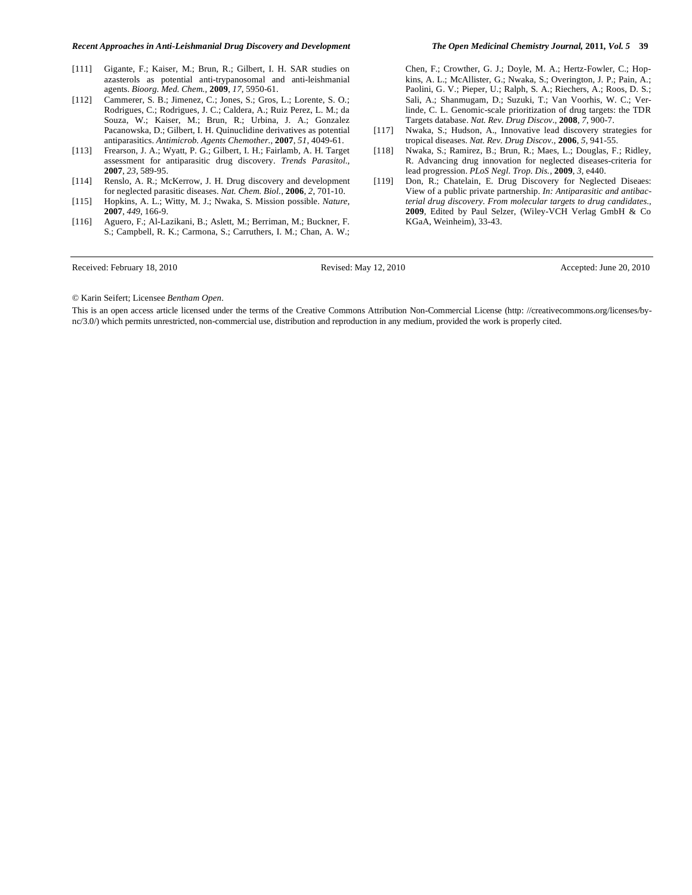[111] Gigante, F.; Kaiser, M.; Brun, R.; Gilbert, I. H. SAR studies on azasterols as potential anti-trypanosomal and anti-leishmanial agents. *Bioorg. Med. Chem.*, **2009**, *17*, 5950-61.

[112] Cammerer, S. B.; Jimenez, C.; Jones, S.; Gros, L.; Lorente, S. O.; Rodrigues, C.; Rodrigues, J. C.; Caldera, A.; Ruiz Perez, L. M.; da Souza, W.; Kaiser, M.; Brun, R.; Urbina, J. A.; Gonzalez Pacanowska, D.; Gilbert, I. H. Quinuclidine derivatives as potential antiparasitics. *Antimicrob. Agents Chemother.*, **2007**, *51*, 4049-61.

[113] Frearson, J. A.; Wyatt, P. G.; Gilbert, I. H.; Fairlamb, A. H. Target assessment for antiparasitic drug discovery. *Trends Parasitol.*, **2007**, *23*, 589-95.

[114] Renslo, A. R.; McKerrow, J. H. Drug discovery and development for neglected parasitic diseases. *Nat. Chem. Biol.*, **2006**, *2*, 701-10.

[115] Hopkins, A. L.; Witty, M. J.; Nwaka, S. Mission possible. *Nature*, **2007**, *449*, 166-9.

[116] Aguero, F.; Al-Lazikani, B.; Aslett, M.; Berriman, M.; Buckner, F. S.; Campbell, R. K.; Carmona, S.; Carruthers, I. M.; Chan, A. W.; Chen, F.; Crowther, G. J.; Doyle, M. A.; Hertz-Fowler, C.; Hopkins, A. L.; McAllister, G.; Nwaka, S.; Overington, J. P.; Pain, A.; Paolini, G. V.; Pieper, U.; Ralph, S. A.; Riechers, A.; Roos, D. S.; Sali, A.; Shanmugam, D.; Suzuki, T.; Van Voorhis, W. C.; Verlinde, C. L. Genomic-scale prioritization of drug targets: the TDR Targets database. *Nat. Rev. Drug Discov.*, **2008**, *7*, 900-7.

[117] Nwaka, S.; Hudson, A., Innovative lead discovery strategies for tropical diseases. *Nat. Rev. Drug Discov.*, **2006**, *5*, 941-55.

[118] Nwaka, S.; Ramirez, B.; Brun, R.; Maes, L.; Douglas, F.; Ridley, R. Advancing drug innovation for neglected diseases-criteria for lead progression. *PLoS Negl. Trop. Dis.*, **2009**, *3*, e440.

[119] Don, R.; Chatelain, E. Drug Discovery for Neglected Diseaes: View of a public private partnership. *In: Antiparasitic and antibacterial drug discovery. From molecular targets to drug candidates.*, **2009**, Edited by Paul Selzer, (Wiley-VCH Verlag GmbH & Co KGaA, Weinheim), 33-43.

Received: February 18, 2010 Revised: May 12, 2010 Accepted: June 20, 2010

© Karin Seifert; Licensee *Bentham Open*.

This is an open access article licensed under the terms of the Creative Commons Attribution Non-Commercial License (http: //creativecommons.org/licenses/by-nc/3.0/) which permits unrestricted, non-commercial use, distribution and reproduction in any medium, provided the work is properly cited.